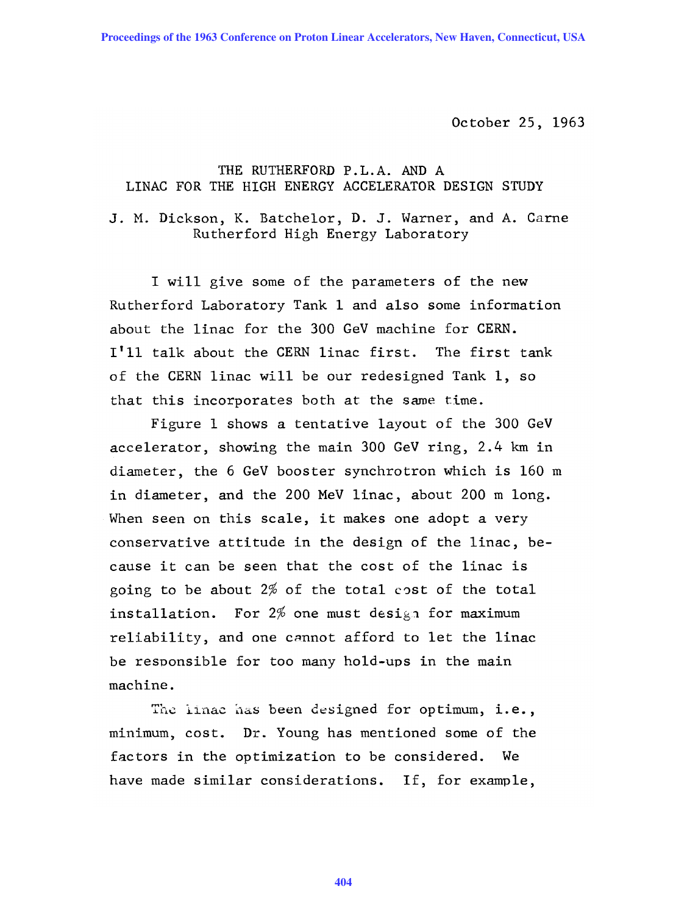October 25, 1963

# THE RUTHERFORD P.L.A. AND A LINAC FOR THE HIGH ENERGY ACCELERATOR DESIGN STUDY

J. M. Dickson, K. Batchelor, D. J. Warner, and A. Carne
Rutherford High Energy Laboratory

I will give some of the parameters of the new Rutherford Laboratory Tank 1 and also some information about the linac for the 300 GeV machine for CERN. I'll talk about the CERN linac first. The first tank of the CERN linac will be our redesigned Tank 1, so that this incorporates both at the same time.

Figure 1 shows a tentative layout of the 300 GeV accelerator, showing the main 300 GeV ring, 2.4 km in diameter, the 6 GeV booster synchrotron which is 160 m in diameter, and the 200 MeV linac, about 200 m long. When seen on this scale, it makes one adopt a very conservative attitude in the design of the linac, because it can be seen that the cost of the linac is going to be about 2% of the total cost of the total installation. For 2% one must design for maximum reliability, and one cannot afford to let the linac be responsible for too many hold-ups in the main machine.

The linac has been designed for optimum, i.e., minimum, cost. Dr. Young has mentioned some of the factors in the optimization to be considered. We have made similar considerations. If, for example,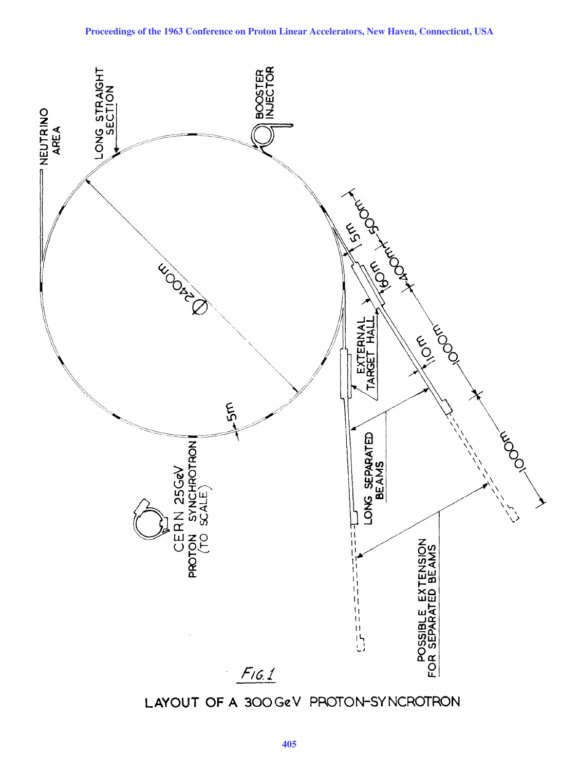NEUTRINO AREA

LONG STRAIGHT SECTION

BOOSTER INJECTOR

Ø 2400 m

5m

5m

60m

500m

400m

1000m

1000m

10m

EXTERNAL TARGET HALL

LONG SEPARATED BEAMS

POSSIBLE EXTENSION FOR SEPARATED BEAMS

CERN 25GeV PROTON SYNCHROTRON (TO SCALE)

*FIG. 1*

LAYOUT OF A 300 GeV PROTON-SYNCROTRON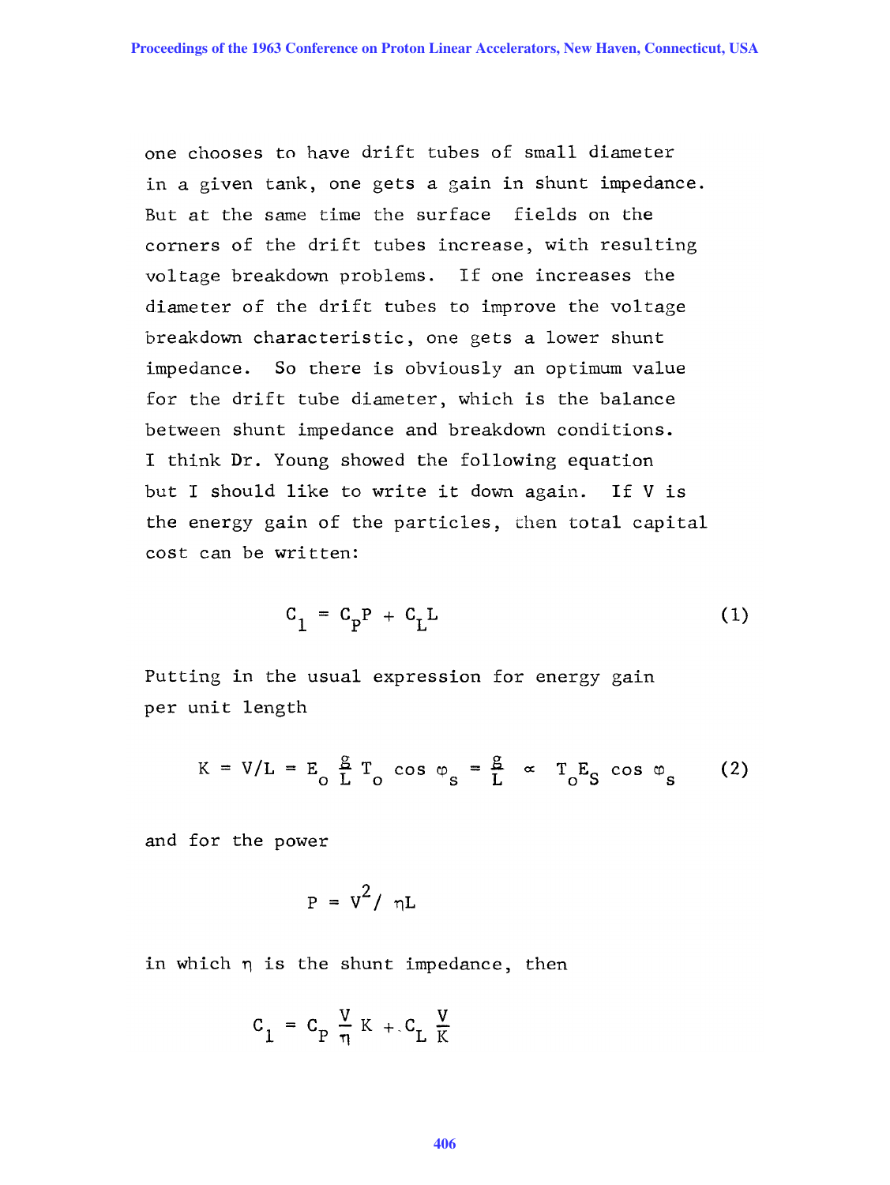one chooses to have drift tubes of small diameter in a given tank, one gets a gain in shunt impedance. But at the same time the surface fields on the corners of the drift tubes increase, with resulting voltage breakdown problems. If one increases the diameter of the drift tubes to improve the voltage breakdown characteristic, one gets a lower shunt impedance. So there is obviously an optimum value for the drift tube diameter, which is the balance between shunt impedance and breakdown conditions. I think Dr. Young showed the following equation but I should like to write it down again. If V is the energy gain of the particles, then total capital cost can be written:

$$C_1 = C_P P + C_L L \tag{1}$$

Putting in the usual expression for energy gain per unit length

$$K = V/L = E_o \frac{g}{L} T_o \cos \varphi_s = \frac{g}{L} \propto T_o E_S \cos \varphi_s \tag{2}$$

and for the power

$$P = V^2 / \eta L$$

in which $\eta$ is the shunt impedance, then

$$C_1 = C_P \frac{V}{\eta} K + C_L \frac{V}{K}$$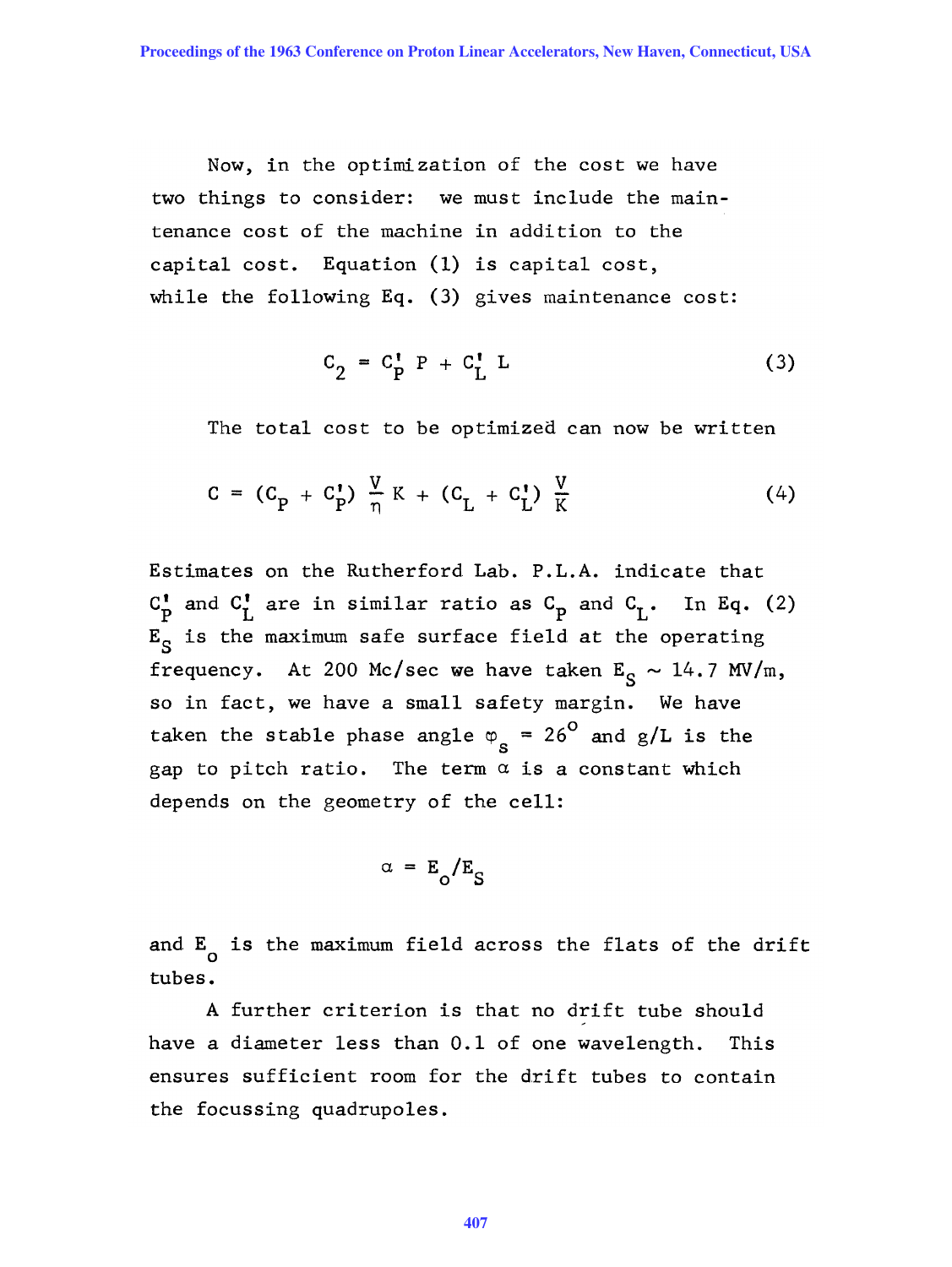Now, in the optimization of the cost we have two things to consider: we must include the maintenance cost of the machine in addition to the capital cost. Equation (1) is capital cost, while the following Eq. (3) gives maintenance cost:

$$C_2 = C_P' \, P + C_L' \, L \tag{3}$$

The total cost to be optimized can now be written

$$C = (C_P + C_P') \frac{V}{\eta} K + (C_L + C_L') \frac{V}{K} \tag{4}$$

Estimates on the Rutherford Lab. P.L.A. indicate that $C_P'$ and $C_L'$ are in similar ratio as $C_P$ and $C_L$. In Eq. (2) $E_S$ is the maximum safe surface field at the operating frequency. At 200 Mc/sec we have taken $E_S \sim 14.7$ MV/m, so in fact, we have a small safety margin. We have taken the stable phase angle $\varphi_s = 26^o$ and g/L is the gap to pitch ratio. The term $\alpha$ is a constant which depends on the geometry of the cell:

$$\alpha = E_o/E_S$$

and $E_o$ is the maximum field across the flats of the drift tubes.

A further criterion is that no drift tube should have a diameter less than 0.1 of one wavelength. This ensures sufficient room for the drift tubes to contain the focussing quadrupoles.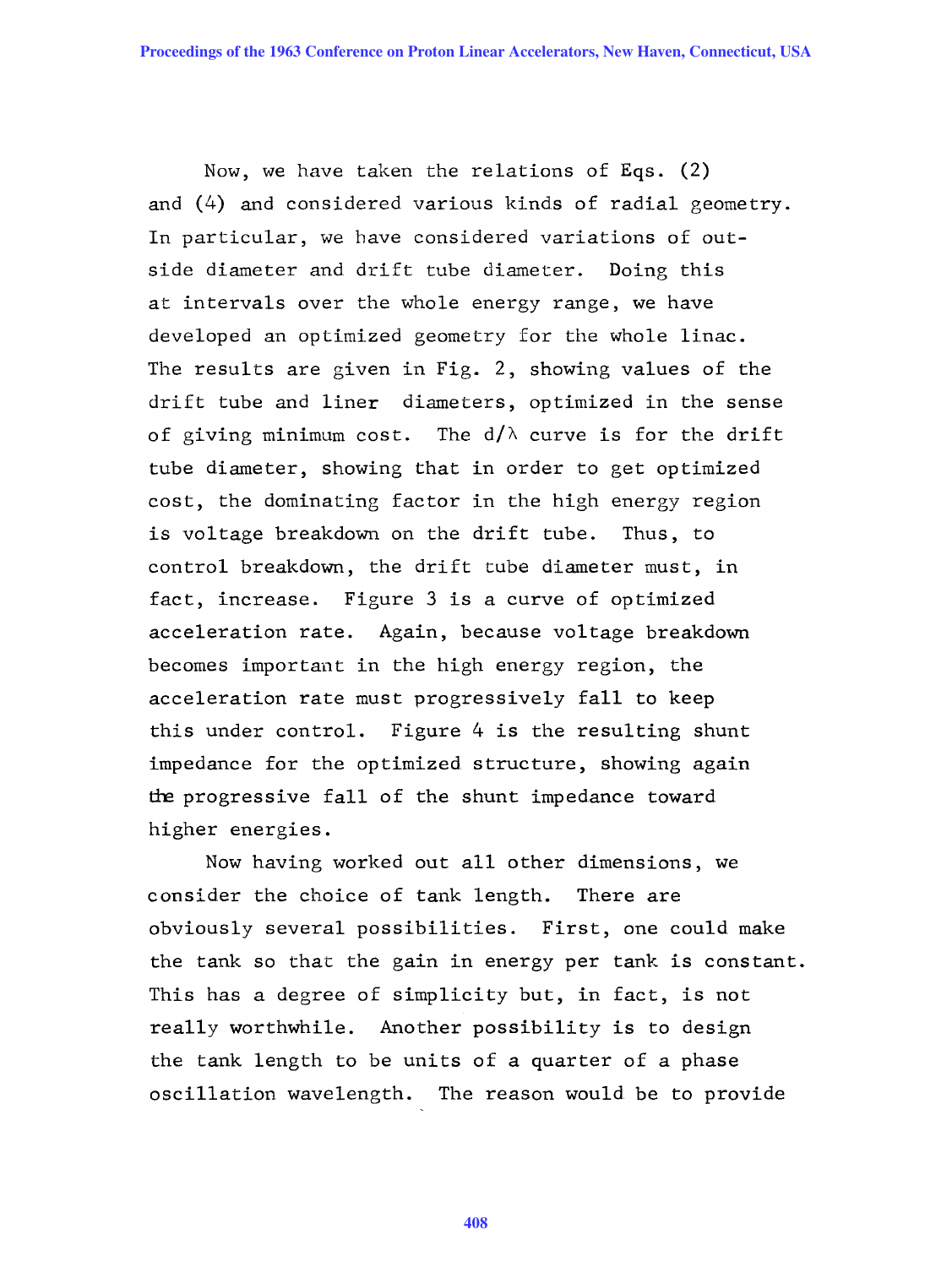Now, we have taken the relations of Eqs. (2) and (4) and considered various kinds of radial geometry. In particular, we have considered variations of outside diameter and drift tube diameter. Doing this at intervals over the whole energy range, we have developed an optimized geometry for the whole linac. The results are given in Fig. 2, showing values of the drift tube and liner diameters, optimized in the sense of giving minimum cost. The $d/\lambda$ curve is for the drift tube diameter, showing that in order to get optimized cost, the dominating factor in the high energy region is voltage breakdown on the drift tube. Thus, to control breakdown, the drift tube diameter must, in fact, increase. Figure 3 is a curve of optimized acceleration rate. Again, because voltage breakdown becomes important in the high energy region, the acceleration rate must progressively fall to keep this under control. Figure 4 is the resulting shunt impedance for the optimized structure, showing again the progressive fall of the shunt impedance toward higher energies.

Now having worked out all other dimensions, we consider the choice of tank length. There are obviously several possibilities. First, one could make the tank so that the gain in energy per tank is constant. This has a degree of simplicity but, in fact, is not really worthwhile. Another possibility is to design the tank length to be units of a quarter of a phase oscillation wavelength. The reason would be to provide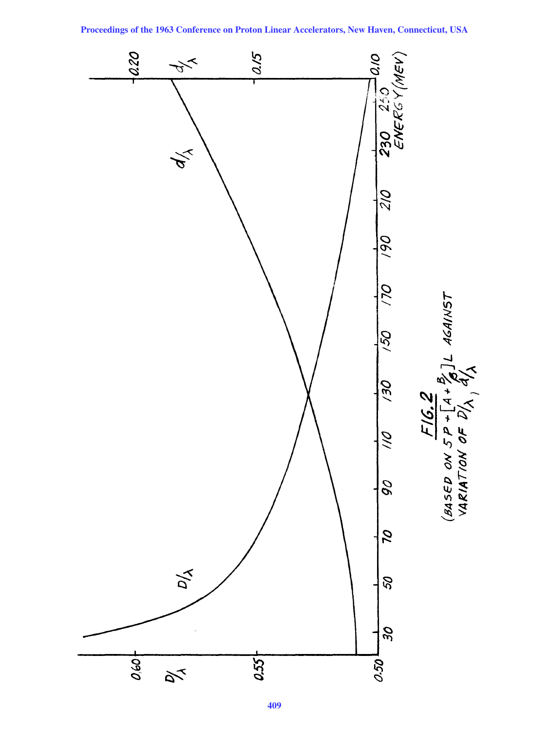FIG. 2

(BASED ON $5P + [A + B/\beta]L$ AGAINST VARIATION OF $D/\lambda$, $d/\lambda$)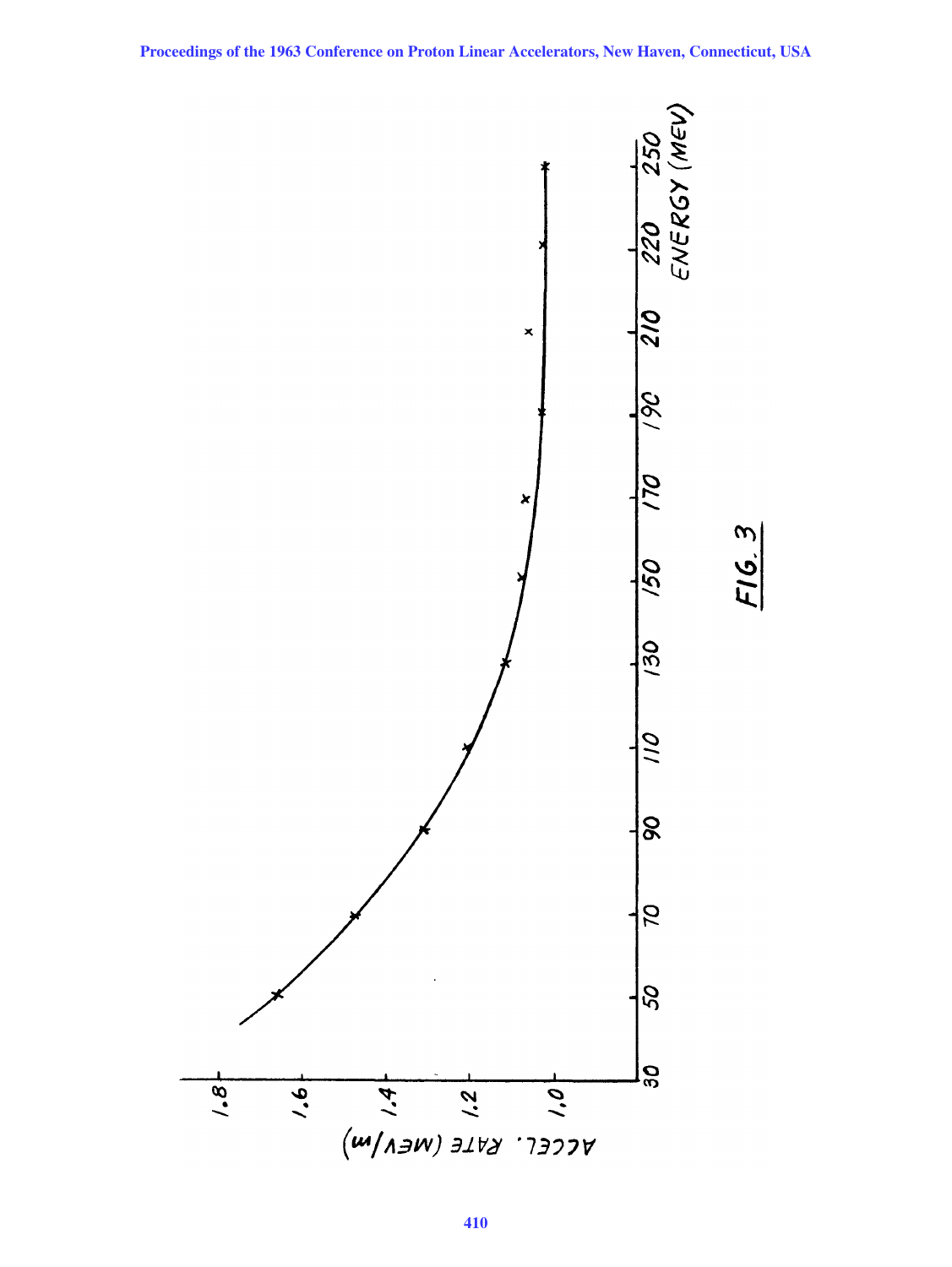FIG. 3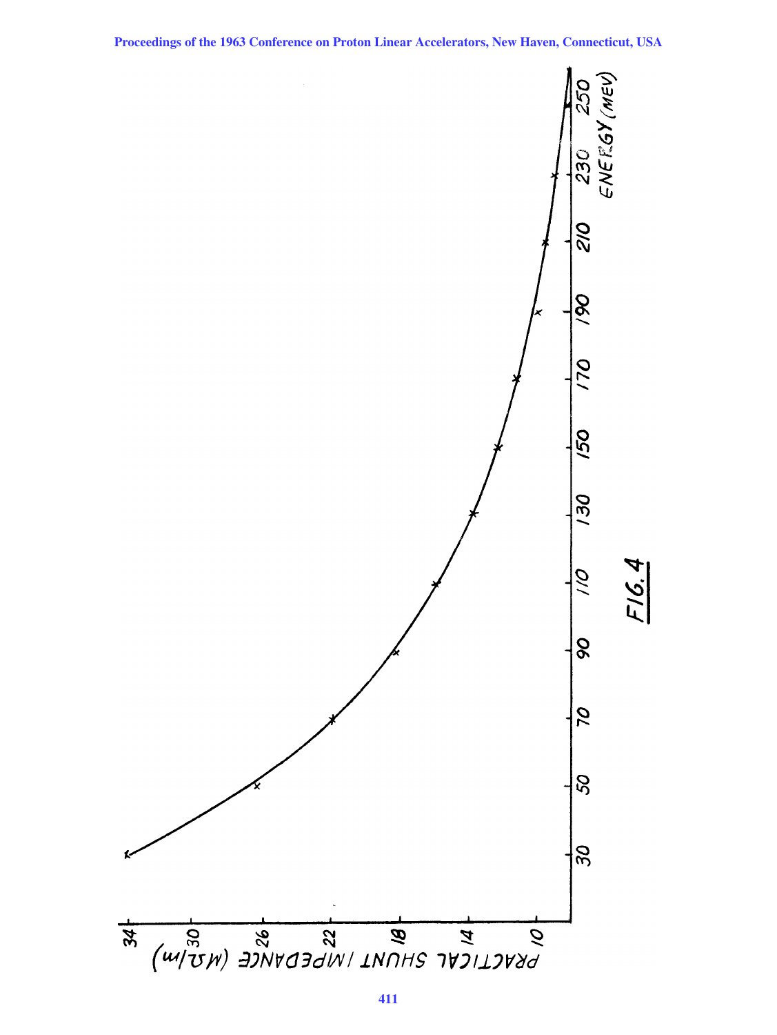FIG. 4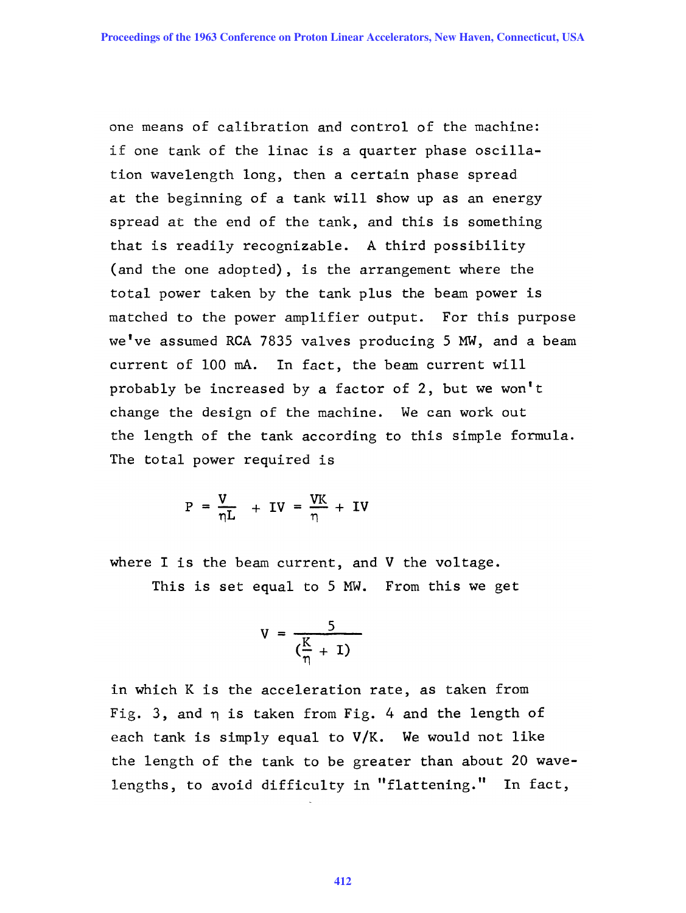one means of calibration and control of the machine: if one tank of the linac is a quarter phase oscillation wavelength long, then a certain phase spread at the beginning of a tank will show up as an energy spread at the end of the tank, and this is something that is readily recognizable. A third possibility (and the one adopted), is the arrangement where the total power taken by the tank plus the beam power is matched to the power amplifier output. For this purpose we've assumed RCA 7835 valves producing 5 MW, and a beam current of 100 mA. In fact, the beam current will probably be increased by a factor of 2, but we won't change the design of the machine. We can work out the length of the tank according to this simple formula. The total power required is

$$P = \frac{V}{\eta L} + IV = \frac{VK}{\eta} + IV$$

where I is the beam current, and V the voltage.

This is set equal to 5 MW. From this we get

$$V = \frac{5}{(\frac{K}{\eta} + I)}$$

in which K is the acceleration rate, as taken from Fig. 3, and $\eta$ is taken from Fig. 4 and the length of each tank is simply equal to V/K. We would not like the length of the tank to be greater than about 20 wavelengths, to avoid difficulty in "flattening." In fact,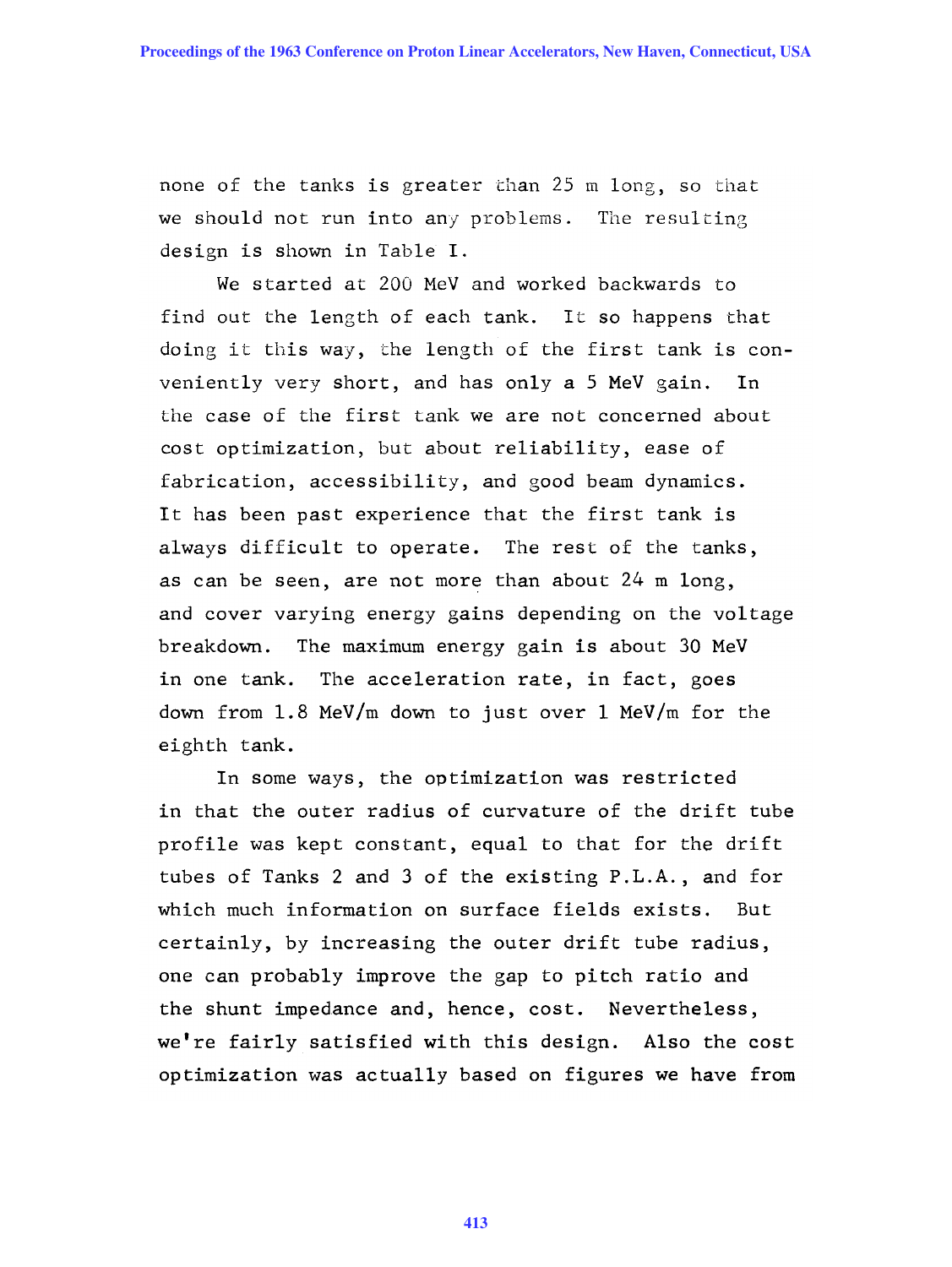none of the tanks is greater than 25 m long, so that we should not run into any problems. The resulting design is shown in Table I.

We started at 200 MeV and worked backwards to find out the length of each tank. It so happens that doing it this way, the length of the first tank is conveniently very short, and has only a 5 MeV gain. In the case of the first tank we are not concerned about cost optimization, but about reliability, ease of fabrication, accessibility, and good beam dynamics. It has been past experience that the first tank is always difficult to operate. The rest of the tanks, as can be seen, are not more than about 24 m long, and cover varying energy gains depending on the voltage breakdown. The maximum energy gain is about 30 MeV in one tank. The acceleration rate, in fact, goes down from 1.8 MeV/m down to just over 1 MeV/m for the eighth tank.

In some ways, the optimization was restricted in that the outer radius of curvature of the drift tube profile was kept constant, equal to that for the drift tubes of Tanks 2 and 3 of the existing P.L.A., and for which much information on surface fields exists. But certainly, by increasing the outer drift tube radius, one can probably improve the gap to pitch ratio and the shunt impedance and, hence, cost. Nevertheless, we're fairly satisfied with this design. Also the cost optimization was actually based on figures we have from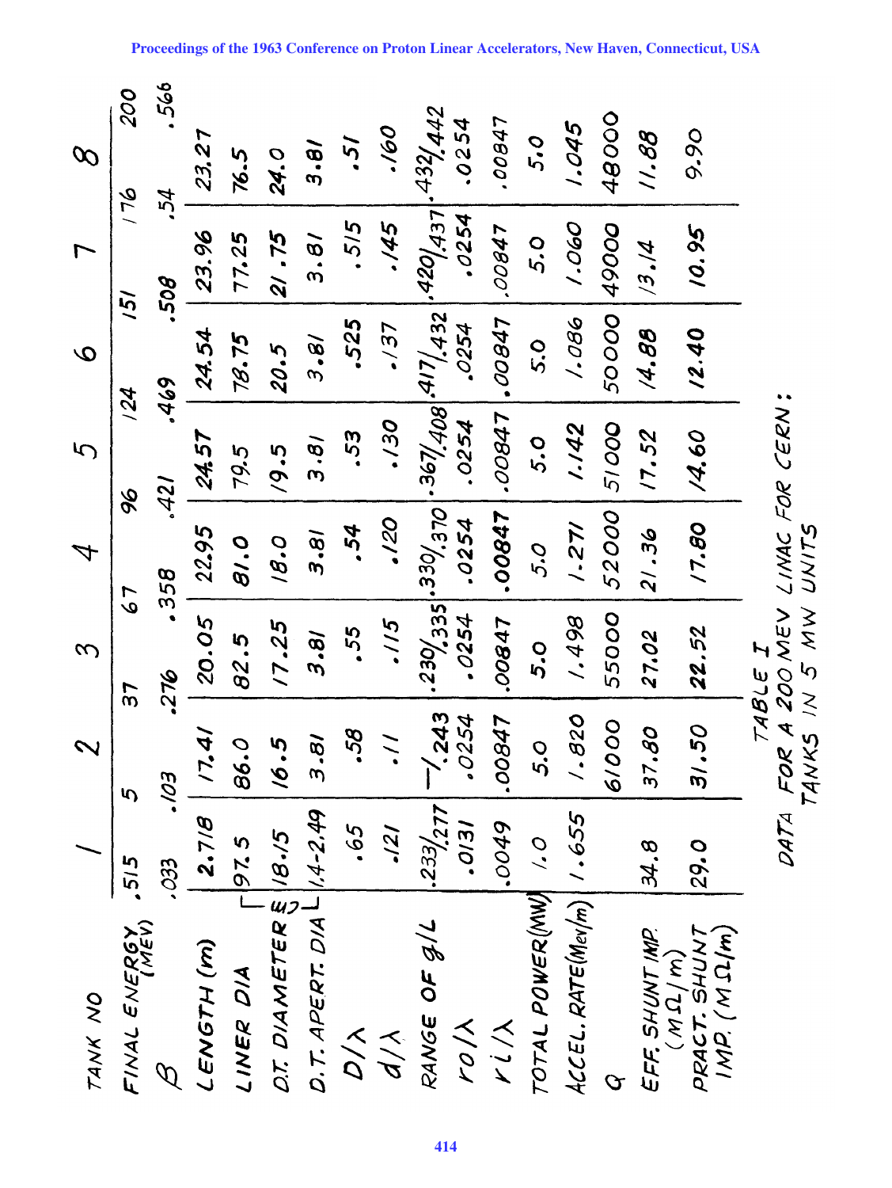| TANK NO | 1 | 2 | 3 | 4 | 5 | 6 | 7 | 8 |
|---|---|---|---|---|---|---|---|---|
| FINAL ENERGY (MEV) | .515 | 5 | 37 | 67 | 96 | 124 | 151 | 176 / 200 |
| $\beta$ | .033 | .103 | .276 | .358 | .421 | .469 | .508 | .54 / .566 |
| LENGTH (m) | 2.718 | 17.41 | 20.05 | 22.95 | 24.57 | 24.54 | 23.96 | 23.27 |
| LINER DIA (cm) | 97.5 | 86.0 | 82.5 | 81.0 | 79.5 | 78.75 | 77.25 | 76.5 |
| D.T. DIAMETER (cm) | 18.15 | 16.5 | 17.25 | 18.0 | 19.5 | 20.5 | 21.75 | 24.0 |
| D.T. APERT. DIA (cm) | 1.4-2.49 | 3.81 | 3.81 | 3.81 | 3.81 | 3.81 | 3.81 | 3.81 |
| $D/\lambda$ | .65 | .58 | .55 | .54 | .53 | .525 | .515 | .51 |
| $d/\lambda$ | .121 | .11 | .115 | .120 | .130 | .137 | .145 | .160 |
| RANGE OF $g/L$ | .233/.277 | —/.243 | .230/.335 | .330/.370 | .367/.408 | .417/.432 | .420/.437 | .432/.442 |
| $r_o/\lambda$ | .0131 | .0254 | .0254 | .0254 | .0254 | .0254 | .0254 | .0254 |
| $r_i/\lambda$ | .0049 | .00847 | .00847 | .00847 | .00847 | .00847 | .00847 | .00847 |
| TOTAL POWER (MW) | 1.0 | 5.0 | 5.0 | 5.0 | 5.0 | 5.0 | 5.0 | 5.0 |
| ACCEL. RATE (Mev/m) | 1.655 | 1.820 | 1.498 | 1.271 | 1.142 | 1.086 | 1.060 | 1.045 |
| Q | | 61000 | 55000 | 52000 | 51000 | 50000 | 49000 | 48000 |
| EFF. SHUNT IMP. (MΩ/m) | 34.8 | 37.80 | 27.02 | 21.36 | 17.52 | 14.88 | 13.14 | 11.88 |
| PRACT. SHUNT IMP. (MΩ/m) | 29.0 | 31.50 | 22.52 | 17.80 | 14.60 | 12.40 | 10.95 | 9.90 |

TABLE I

DATA FOR A 200 MEV LINAC FOR CERN; TANKS IN 5 MW UNITS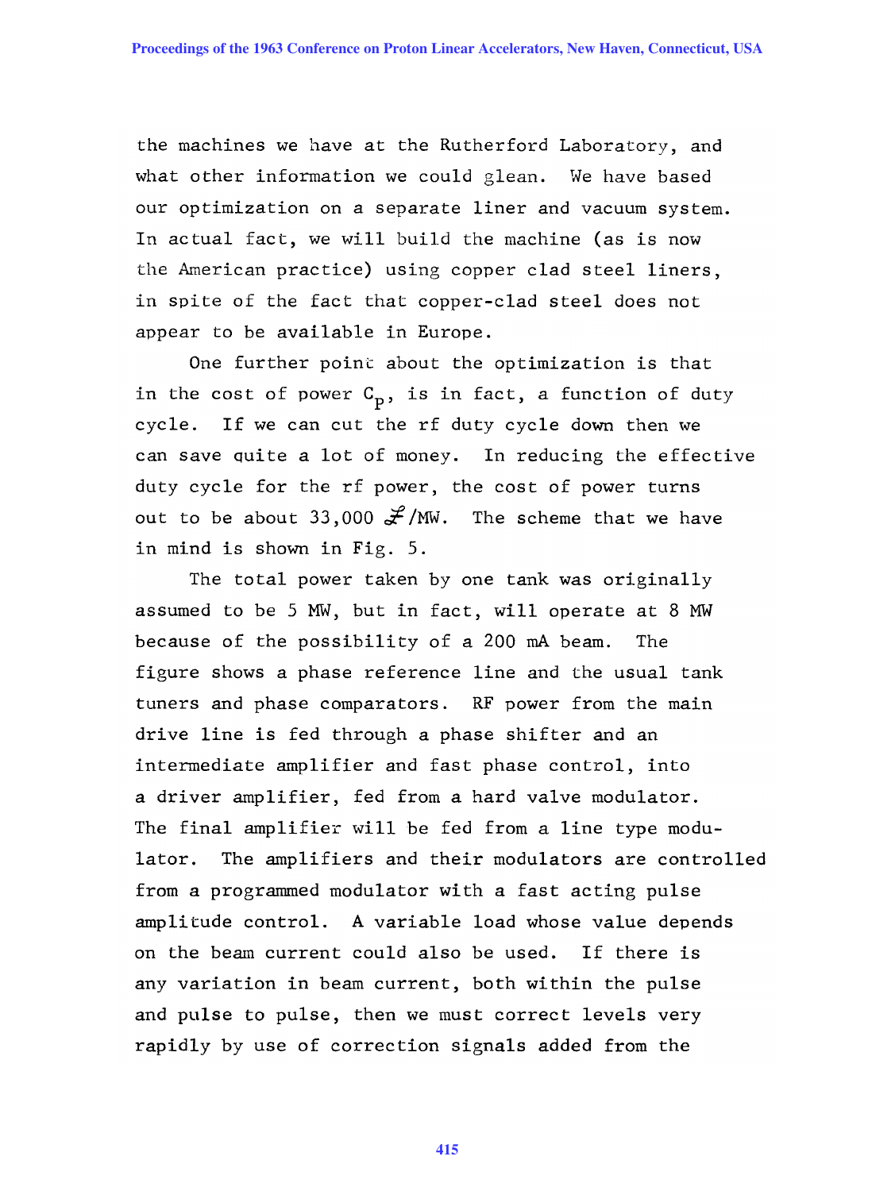the machines we have at the Rutherford Laboratory, and what other information we could glean. We have based our optimization on a separate liner and vacuum system. In actual fact, we will build the machine (as is now the American practice) using copper clad steel liners, in spite of the fact that copper-clad steel does not appear to be available in Europe.

One further point about the optimization is that in the cost of power $C_p$, is in fact, a function of duty cycle. If we can cut the rf duty cycle down then we can save quite a lot of money. In reducing the effective duty cycle for the rf power, the cost of power turns out to be about 33,000 £/MW. The scheme that we have in mind is shown in Fig. 5.

The total power taken by one tank was originally assumed to be 5 MW, but in fact, will operate at 8 MW because of the possibility of a 200 mA beam. The figure shows a phase reference line and the usual tank tuners and phase comparators. RF power from the main drive line is fed through a phase shifter and an intermediate amplifier and fast phase control, into a driver amplifier, fed from a hard valve modulator. The final amplifier will be fed from a line type modulator. The amplifiers and their modulators are controlled from a programmed modulator with a fast acting pulse amplitude control. A variable load whose value depends on the beam current could also be used. If there is any variation in beam current, both within the pulse and pulse to pulse, then we must correct levels very rapidly by use of correction signals added from the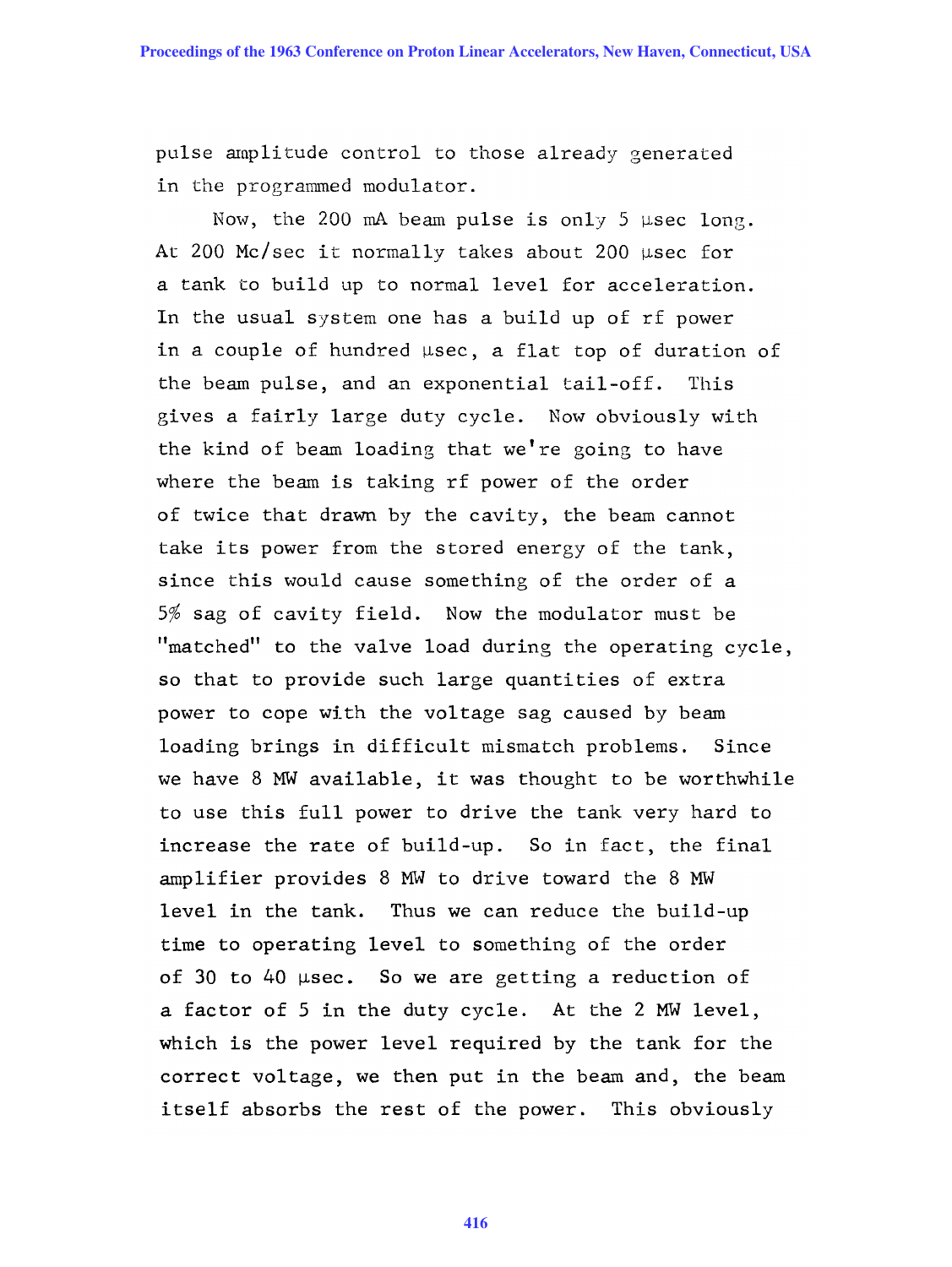pulse amplitude control to those already generated in the programmed modulator.

Now, the 200 mA beam pulse is only 5 μsec long. At 200 Mc/sec it normally takes about 200 μsec for a tank to build up to normal level for acceleration. In the usual system one has a build up of rf power in a couple of hundred μsec, a flat top of duration of the beam pulse, and an exponential tail-off. This gives a fairly large duty cycle. Now obviously with the kind of beam loading that we're going to have where the beam is taking rf power of the order of twice that drawn by the cavity, the beam cannot take its power from the stored energy of the tank, since this would cause something of the order of a 5% sag of cavity field. Now the modulator must be "matched" to the valve load during the operating cycle, so that to provide such large quantities of extra power to cope with the voltage sag caused by beam loading brings in difficult mismatch problems. Since we have 8 MW available, it was thought to be worthwhile to use this full power to drive the tank very hard to increase the rate of build-up. So in fact, the final amplifier provides 8 MW to drive toward the 8 MW level in the tank. Thus we can reduce the build-up time to operating level to something of the order of 30 to 40 μsec. So we are getting a reduction of a factor of 5 in the duty cycle. At the 2 MW level, which is the power level required by the tank for the correct voltage, we then put in the beam and, the beam itself absorbs the rest of the power. This obviously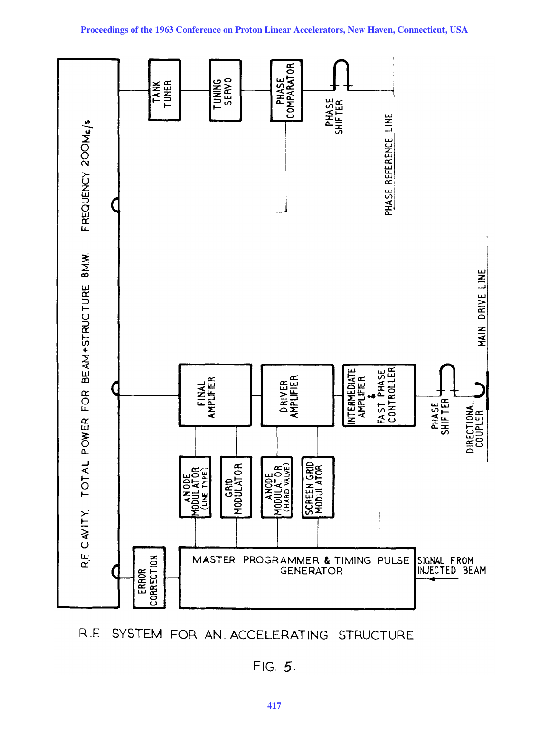R.F. CAVITY. TOTAL POWER FOR BEAM+STRUCTURE 8MW. FREQUENCY 200Mc/s

TANK TUNER

TUNING SERVO

PHASE COMPARATOR

PHASE SHIFTER

PHASE REFERENCE LINE

FINAL AMPLIFIER

DRIVER AMPLIFIER

INTERMEDIATE AMPLIFIER & FAST PHASE CONTROLLER

PHASE SHIFTER

DIRECTIONAL COUPLER

MAIN DRIVE LINE

ANODE MODULATOR (LINE TYPE)

GRID MODULATOR

ANODE MODULATOR (HARD VALVE)

SCREEN GRID MODULATOR

ERROR CORRECTION

MASTER PROGRAMMER & TIMING PULSE GENERATOR

SIGNAL FROM INJECTED BEAM

R.F. SYSTEM FOR AN ACCELERATING STRUCTURE

FIG. 5.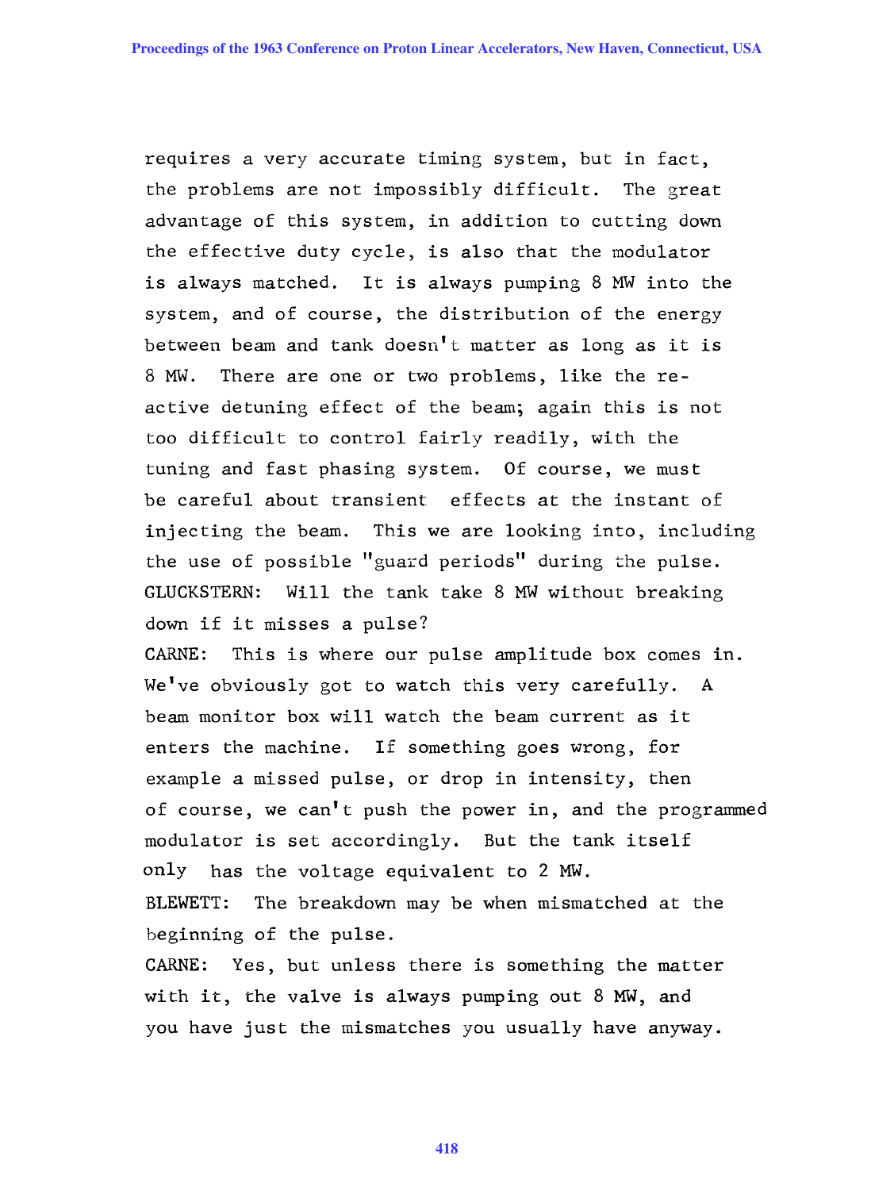requires a very accurate timing system, but in fact, the problems are not impossibly difficult. The great advantage of this system, in addition to cutting down the effective duty cycle, is also that the modulator is always matched. It is always pumping 8 MW into the system, and of course, the distribution of the energy between beam and tank doesn't matter as long as it is 8 MW. There are one or two problems, like the reactive detuning effect of the beam; again this is not too difficult to control fairly readily, with the tuning and fast phasing system. Of course, we must be careful about transient effects at the instant of injecting the beam. This we are looking into, including the use of possible "guard periods" during the pulse.

GLUCKSTERN: Will the tank take 8 MW without breaking down if it misses a pulse?

CARNE: This is where our pulse amplitude box comes in. We've obviously got to watch this very carefully. A beam monitor box will watch the beam current as it enters the machine. If something goes wrong, for example a missed pulse, or drop in intensity, then of course, we can't push the power in, and the programmed modulator is set accordingly. But the tank itself only has the voltage equivalent to 2 MW.

BLEWETT: The breakdown may be when mismatched at the beginning of the pulse.

CARNE: Yes, but unless there is something the matter with it, the valve is always pumping out 8 MW, and you have just the mismatches you usually have anyway.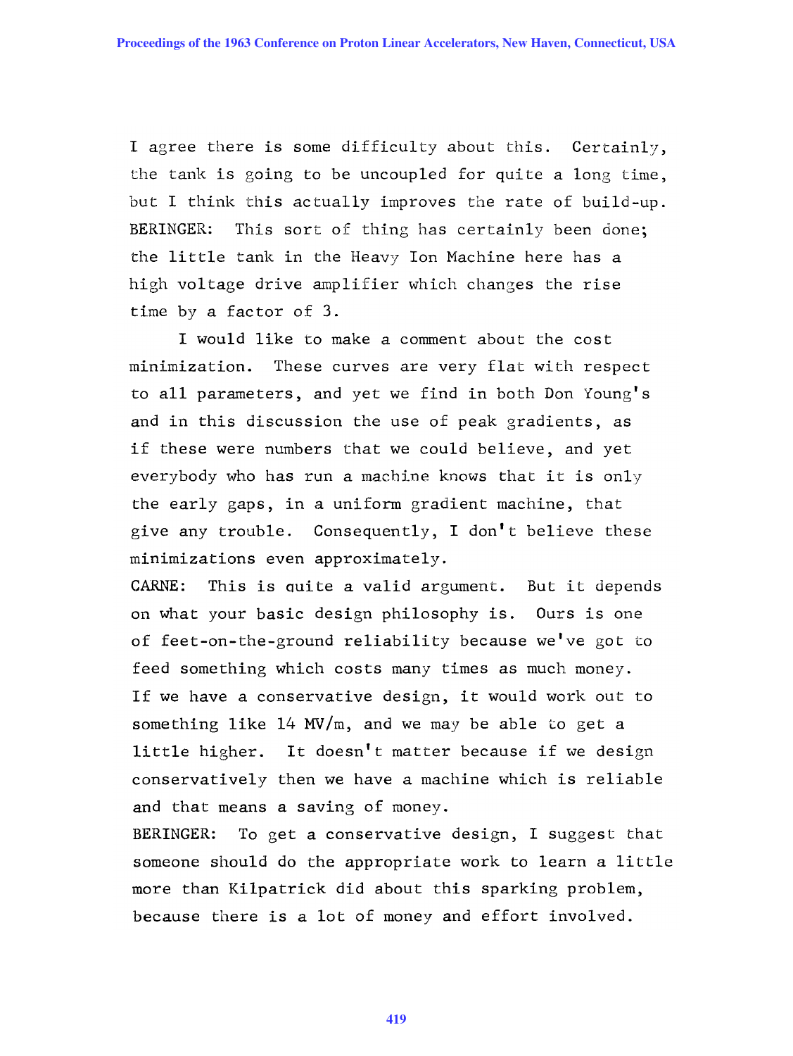I agree there is some difficulty about this. Certainly, the tank is going to be uncoupled for quite a long time, but I think this actually improves the rate of build-up.

BERINGER: This sort of thing has certainly been done; the little tank in the Heavy Ion Machine here has a high voltage drive amplifier which changes the rise time by a factor of 3.

I would like to make a comment about the cost minimization. These curves are very flat with respect to all parameters, and yet we find in both Don Young's and in this discussion the use of peak gradients, as if these were numbers that we could believe, and yet everybody who has run a machine knows that it is only the early gaps, in a uniform gradient machine, that give any trouble. Consequently, I don't believe these minimizations even approximately.

CARNE: This is quite a valid argument. But it depends on what your basic design philosophy is. Ours is one of feet-on-the-ground reliability because we've got to feed something which costs many times as much money. If we have a conservative design, it would work out to something like 14 MV/m, and we may be able to get a little higher. It doesn't matter because if we design conservatively then we have a machine which is reliable and that means a saving of money.

BERINGER: To get a conservative design, I suggest that someone should do the appropriate work to learn a little more than Kilpatrick did about this sparking problem, because there is a lot of money and effort involved.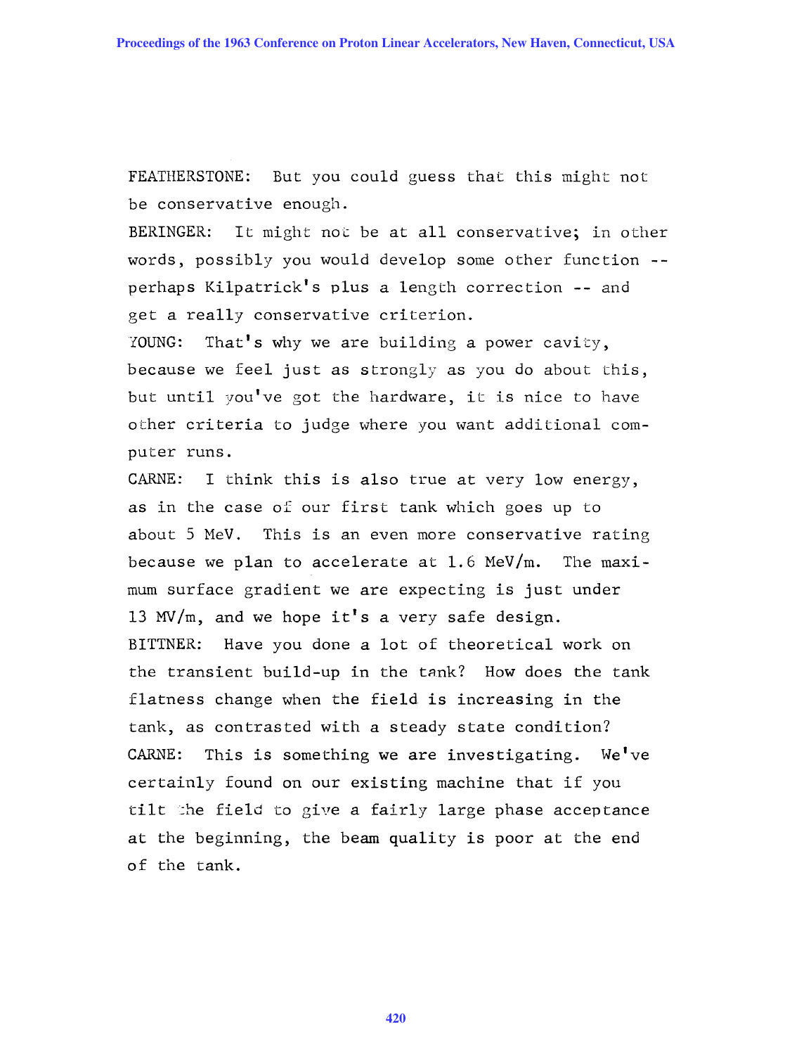FEATHERSTONE: But you could guess that this might not be conservative enough.

BERINGER: It might not be at all conservative; in other words, possibly you would develop some other function -- perhaps Kilpatrick's plus a length correction -- and get a really conservative criterion.

YOUNG: That's why we are building a power cavity, because we feel just as strongly as you do about this, but until you've got the hardware, it is nice to have other criteria to judge where you want additional computer runs.

CARNE: I think this is also true at very low energy, as in the case of our first tank which goes up to about 5 MeV. This is an even more conservative rating because we plan to accelerate at 1.6 MeV/m. The maximum surface gradient we are expecting is just under 13 MV/m, and we hope it's a very safe design.

BITTNER: Have you done a lot of theoretical work on the transient build-up in the tank? How does the tank flatness change when the field is increasing in the tank, as contrasted with a steady state condition?

CARNE: This is something we are investigating. We've certainly found on our existing machine that if you tilt the field to give a fairly large phase acceptance at the beginning, the beam quality is poor at the end of the tank.